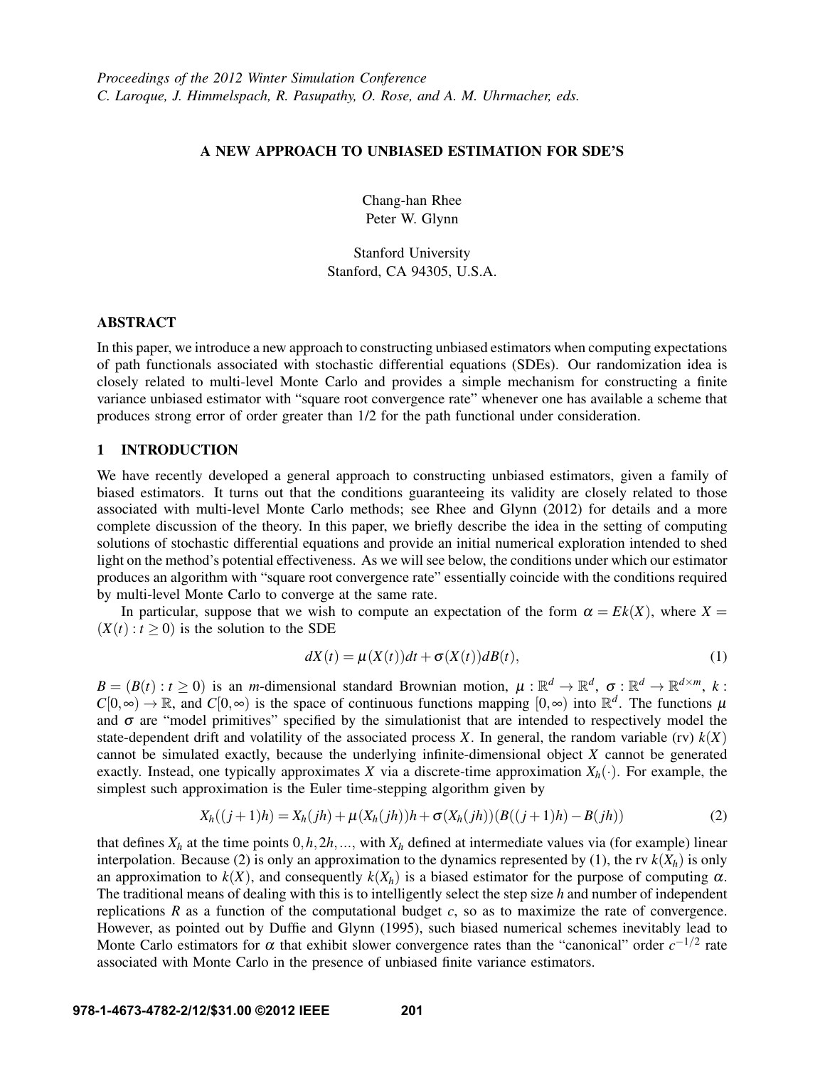*Proceedings of the 2012 Winter Simulation Conference*
*C. Laroque, J. Himmelspach, R. Pasupathy, O. Rose, and A. M. Uhrmacher, eds.*

# A NEW APPROACH TO UNBIASED ESTIMATION FOR SDE'S

Chang-han Rhee
Peter W. Glynn

Stanford University
Stanford, CA 94305, U.S.A.

## ABSTRACT

In this paper, we introduce a new approach to constructing unbiased estimators when computing expectations of path functionals associated with stochastic differential equations (SDEs). Our randomization idea is closely related to multi-level Monte Carlo and provides a simple mechanism for constructing a finite variance unbiased estimator with "square root convergence rate" whenever one has available a scheme that produces strong error of order greater than 1/2 for the path functional under consideration.

## 1 INTRODUCTION

We have recently developed a general approach to constructing unbiased estimators, given a family of biased estimators. It turns out that the conditions guaranteeing its validity are closely related to those associated with multi-level Monte Carlo methods; see Rhee and Glynn (2012) for details and a more complete discussion of the theory. In this paper, we briefly describe the idea in the setting of computing solutions of stochastic differential equations and provide an initial numerical exploration intended to shed light on the method's potential effectiveness. As we will see below, the conditions under which our estimator produces an algorithm with "square root convergence rate" essentially coincide with the conditions required by multi-level Monte Carlo to converge at the same rate.

In particular, suppose that we wish to compute an expectation of the form $\alpha = Ek(X)$, where $X = (X(t) : t \geq 0)$ is the solution to the SDE

$$dX(t) = \mu(X(t))dt + \sigma(X(t))dB(t), \tag{1}$$

$B = (B(t) : t \geq 0)$ is an $m$-dimensional standard Brownian motion, $\mu : \mathbb{R}^d \to \mathbb{R}^d$, $\sigma : \mathbb{R}^d \to \mathbb{R}^{d\times m}$, $k : C[0,\infty) \to \mathbb{R}$, and $C[0,\infty)$ is the space of continuous functions mapping $[0,\infty)$ into $\mathbb{R}^d$. The functions $\mu$ and $\sigma$ are "model primitives" specified by the simulationist that are intended to respectively model the state-dependent drift and volatility of the associated process $X$. In general, the random variable (rv) $k(X)$ cannot be simulated exactly, because the underlying infinite-dimensional object $X$ cannot be generated exactly. Instead, one typically approximates $X$ via a discrete-time approximation $X_h(\cdot)$. For example, the simplest such approximation is the Euler time-stepping algorithm given by

$$X_h((j+1)h) = X_h(jh) + \mu(X_h(jh))h + \sigma(X_h(jh))(B((j+1)h) - B(jh)) \tag{2}$$

that defines $X_h$ at the time points $0, h, 2h, \ldots$, with $X_h$ defined at intermediate values via (for example) linear interpolation. Because (2) is only an approximation to the dynamics represented by (1), the rv $k(X_h)$ is only an approximation to $k(X)$, and consequently $k(X_h)$ is a biased estimator for the purpose of computing $\alpha$. The traditional means of dealing with this is to intelligently select the step size $h$ and number of independent replications $R$ as a function of the computational budget $c$, so as to maximize the rate of convergence. However, as pointed out by Duffie and Glynn (1995), such biased numerical schemes inevitably lead to Monte Carlo estimators for $\alpha$ that exhibit slower convergence rates than the "canonical" order $c^{-1/2}$ rate associated with Monte Carlo in the presence of unbiased finite variance estimators.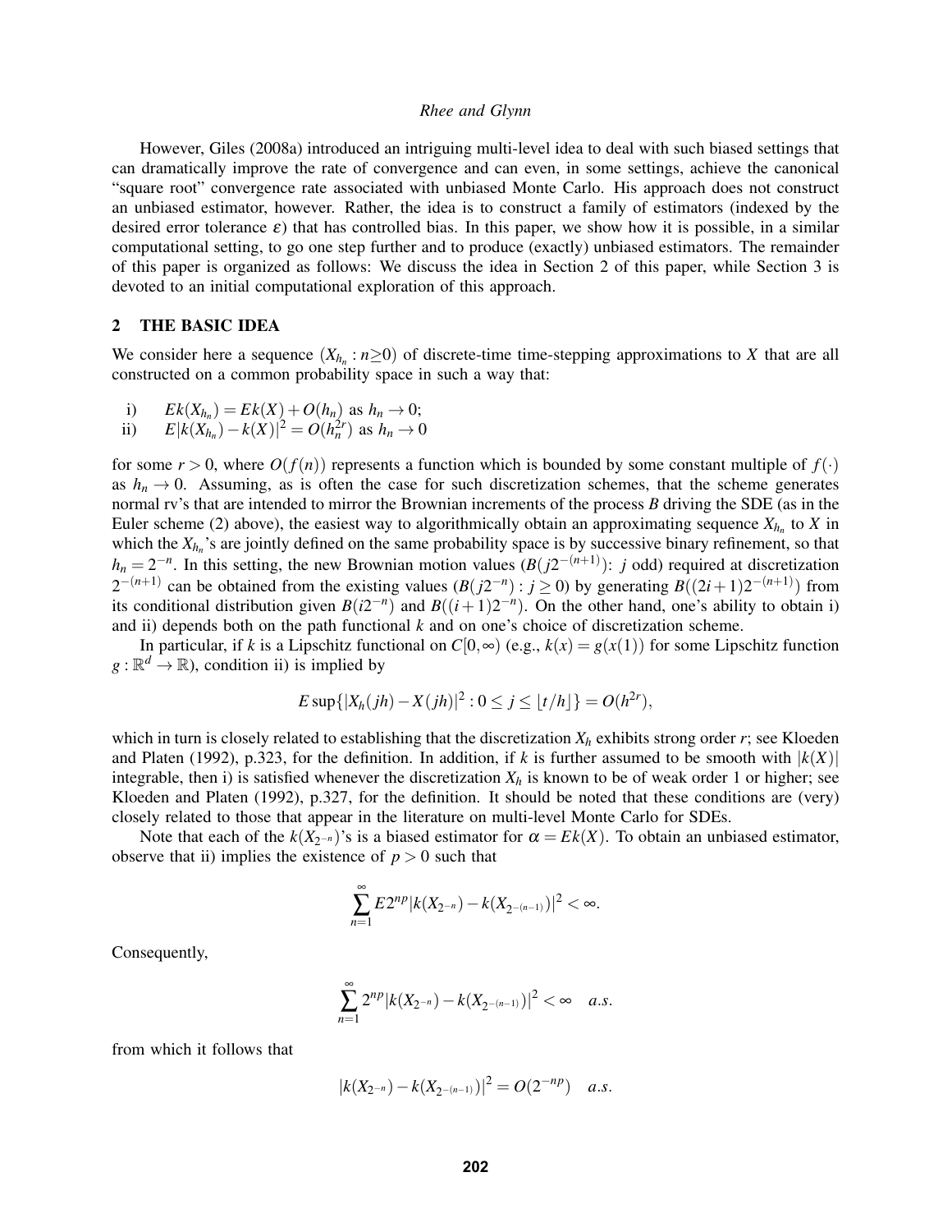However, Giles (2008a) introduced an intriguing multi-level idea to deal with such biased settings that can dramatically improve the rate of convergence and can even, in some settings, achieve the canonical "square root" convergence rate associated with unbiased Monte Carlo. His approach does not construct an unbiased estimator, however. Rather, the idea is to construct a family of estimators (indexed by the desired error tolerance $\varepsilon$) that has controlled bias. In this paper, we show how it is possible, in a similar computational setting, to go one step further and to produce (exactly) unbiased estimators. The remainder of this paper is organized as follows: We discuss the idea in Section 2 of this paper, while Section 3 is devoted to an initial computational exploration of this approach.

## 2 THE BASIC IDEA

We consider here a sequence $(X_{h_n} : n \geq 0)$ of discrete-time time-stepping approximations to $X$ that are all constructed on a common probability space in such a way that:

i) $Ek(X_{h_n}) = Ek(X) + O(h_n)$ as $h_n \to 0$;

ii) $E|k(X_{h_n}) - k(X)|^2 = O(h_n^{2r})$ as $h_n \to 0$

for some $r > 0$, where $O(f(n))$ represents a function which is bounded by some constant multiple of $f(\cdot)$ as $h_n \to 0$. Assuming, as is often the case for such discretization schemes, that the scheme generates normal rv's that are intended to mirror the Brownian increments of the process $B$ driving the SDE (as in the Euler scheme (2) above), the easiest way to algorithmically obtain an approximating sequence $X_{h_n}$ to $X$ in which the $X_{h_n}$'s are jointly defined on the same probability space is by successive binary refinement, so that $h_n = 2^{-n}$. In this setting, the new Brownian motion values $(B(j2^{-(n+1)})$: $j$ odd) required at discretization $2^{-(n+1)}$ can be obtained from the existing values $(B(j2^{-n}) : j \geq 0)$ by generating $B((2i+1)2^{-(n+1)})$ from its conditional distribution given $B(i2^{-n})$ and $B((i+1)2^{-n})$. On the other hand, one's ability to obtain i) and ii) depends both on the path functional $k$ and on one's choice of discretization scheme.

In particular, if $k$ is a Lipschitz functional on $C[0,\infty)$ (e.g., $k(x) = g(x(1))$ for some Lipschitz function $g : \mathbb{R}^d \to \mathbb{R}$), condition ii) is implied by

$$E \sup\{|X_h(jh) - X(jh)|^2 : 0 \leq j \leq \lfloor t/h \rfloor\} = O(h^{2r}),$$

which in turn is closely related to establishing that the discretization $X_h$ exhibits strong order $r$; see Kloeden and Platen (1992), p.323, for the definition. In addition, if $k$ is further assumed to be smooth with $|k(X)|$ integrable, then i) is satisfied whenever the discretization $X_h$ is known to be of weak order 1 or higher; see Kloeden and Platen (1992), p.327, for the definition. It should be noted that these conditions are (very) closely related to those that appear in the literature on multi-level Monte Carlo for SDEs.

Note that each of the $k(X_{2^{-n}})$'s is a biased estimator for $\alpha = Ek(X)$. To obtain an unbiased estimator, observe that ii) implies the existence of $p > 0$ such that

$$\sum_{n=1}^{\infty} E 2^{np} |k(X_{2^{-n}}) - k(X_{2^{-(n-1)}})|^2 < \infty.$$

Consequently,

$$\sum_{n=1}^{\infty} 2^{np} |k(X_{2^{-n}}) - k(X_{2^{-(n-1)}})|^2 < \infty \quad a.s.$$

from which it follows that

$$|k(X_{2^{-n}}) - k(X_{2^{-(n-1)}})|^2 = O(2^{-np}) \quad a.s.$$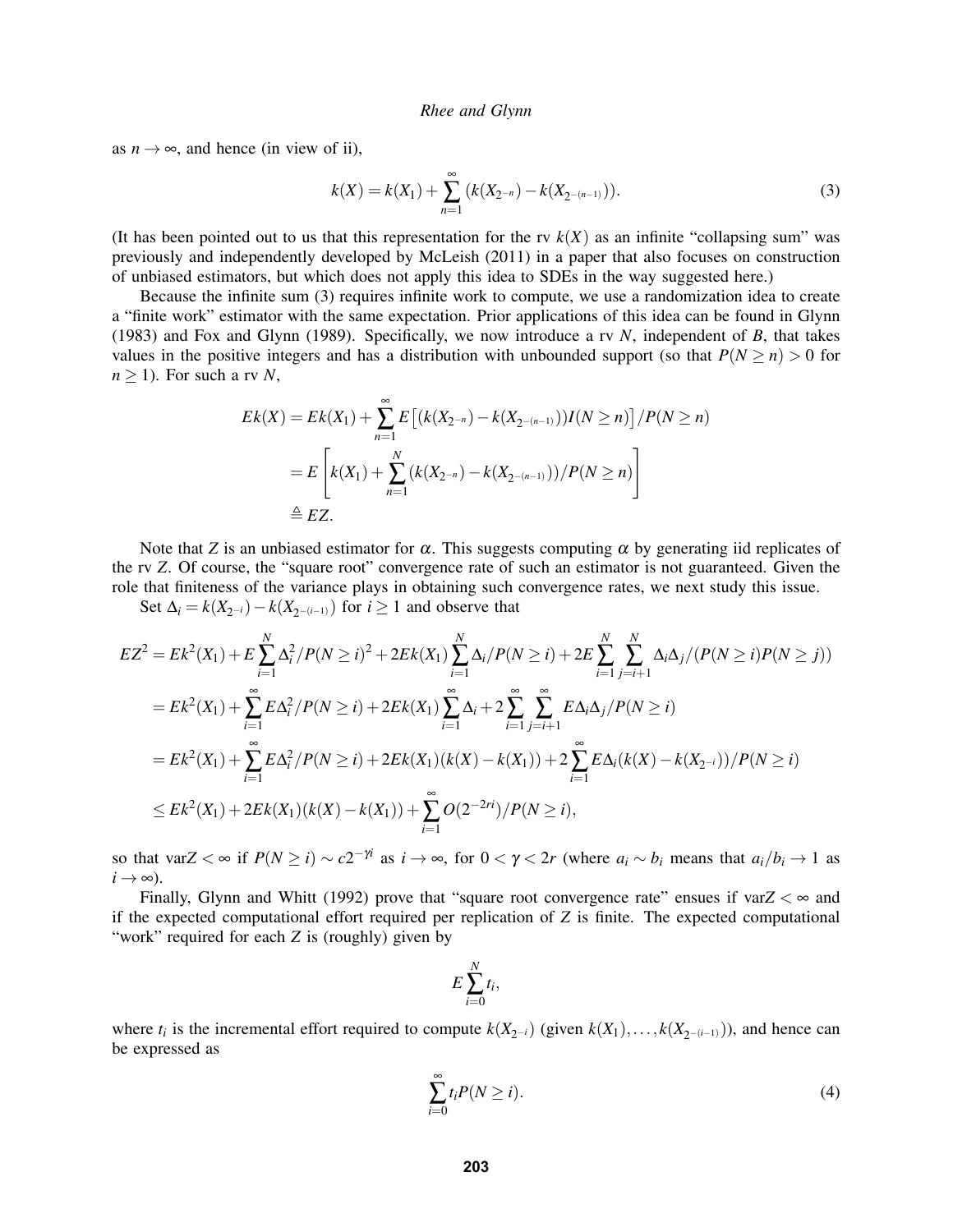as $n \to \infty$, and hence (in view of ii),

$$k(X) = k(X_1) + \sum_{n=1}^{\infty} (k(X_{2^{-n}}) - k(X_{2^{-(n-1)}})). \tag{3}$$

(It has been pointed out to us that this representation for the rv $k(X)$ as an infinite "collapsing sum" was previously and independently developed by McLeish (2011) in a paper that also focuses on construction of unbiased estimators, but which does not apply this idea to SDEs in the way suggested here.)

Because the infinite sum (3) requires infinite work to compute, we use a randomization idea to create a "finite work" estimator with the same expectation. Prior applications of this idea can be found in Glynn (1983) and Fox and Glynn (1989). Specifically, we now introduce a rv $N$, independent of $B$, that takes values in the positive integers and has a distribution with unbounded support (so that $P(N \geq n) > 0$ for $n \geq 1$). For such a rv $N$,

$$\begin{aligned}
Ek(X) &= Ek(X_1) + \sum_{n=1}^{\infty} E\left[(k(X_{2^{-n}}) - k(X_{2^{-(n-1)}}))I(N \geq n)\right]/P(N \geq n) \\
&= E\left[k(X_1) + \sum_{n=1}^{N} (k(X_{2^{-n}}) - k(X_{2^{-(n-1)}}))/P(N \geq n)\right] \\
&\triangleq EZ.
\end{aligned}$$

Note that $Z$ is an unbiased estimator for $\alpha$. This suggests computing $\alpha$ by generating iid replicates of the rv $Z$. Of course, the "square root" convergence rate of such an estimator is not guaranteed. Given the role that finiteness of the variance plays in obtaining such convergence rates, we next study this issue.

Set $\Delta_i = k(X_{2^{-i}}) - k(X_{2^{-(i-1)}})$ for $i \geq 1$ and observe that

$$\begin{aligned}
EZ^2 &= Ek^2(X_1) + E\sum_{i=1}^{N} \Delta_i^2/P(N \geq i)^2 + 2Ek(X_1)\sum_{i=1}^{N} \Delta_i/P(N \geq i) + 2E\sum_{i=1}^{N}\sum_{j=i+1}^{N} \Delta_i\Delta_j/(P(N \geq i)P(N \geq j)) \\
&= Ek^2(X_1) + \sum_{i=1}^{\infty} E\Delta_i^2/P(N \geq i) + 2Ek(X_1)\sum_{i=1}^{\infty} \Delta_i + 2\sum_{i=1}^{\infty}\sum_{j=i+1}^{\infty} E\Delta_i\Delta_j/P(N \geq i) \\
&= Ek^2(X_1) + \sum_{i=1}^{\infty} E\Delta_i^2/P(N \geq i) + 2Ek(X_1)(k(X) - k(X_1)) + 2\sum_{i=1}^{\infty} E\Delta_i(k(X) - k(X_{2^{-i}}))/P(N \geq i) \\
&\leq Ek^2(X_1) + 2Ek(X_1)(k(X) - k(X_1)) + \sum_{i=1}^{\infty} O(2^{-2ri})/P(N \geq i),
\end{aligned}$$

so that $\text{var}Z < \infty$ if $P(N \geq i) \sim c2^{-\gamma i}$ as $i \to \infty$, for $0 < \gamma < 2r$ (where $a_i \sim b_i$ means that $a_i/b_i \to 1$ as $i \to \infty$).

Finally, Glynn and Whitt (1992) prove that "square root convergence rate" ensues if $\text{var}Z < \infty$ and if the expected computational effort required per replication of $Z$ is finite. The expected computational "work" required for each $Z$ is (roughly) given by

$$E\sum_{i=0}^{N} t_i,$$

where $t_i$ is the incremental effort required to compute $k(X_{2^{-i}})$ (given $k(X_1), \ldots, k(X_{2^{-(i-1)}})$), and hence can be expressed as

$$\sum_{i=0}^{\infty} t_i P(N \geq i). \tag{4}$$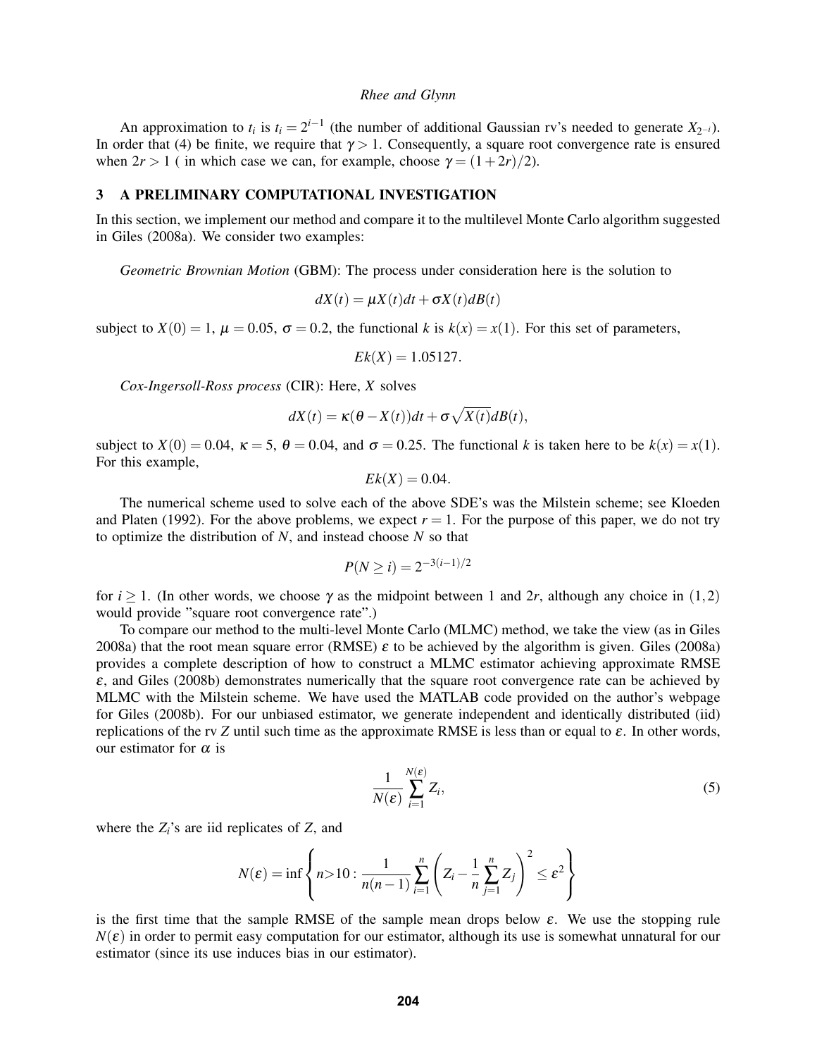An approximation to $t_i$ is $t_i = 2^{i-1}$ (the number of additional Gaussian rv's needed to generate $X_{2^{-i}}$). In order that (4) be finite, we require that $\gamma > 1$. Consequently, a square root convergence rate is ensured when $2r > 1$ ( in which case we can, for example, choose $\gamma = (1+2r)/2$).

## 3 A PRELIMINARY COMPUTATIONAL INVESTIGATION

In this section, we implement our method and compare it to the multilevel Monte Carlo algorithm suggested in Giles (2008a). We consider two examples:

*Geometric Brownian Motion* (GBM): The process under consideration here is the solution to

$$dX(t) = \mu X(t)dt + \sigma X(t)dB(t)$$

subject to $X(0) = 1$, $\mu = 0.05$, $\sigma = 0.2$, the functional $k$ is $k(x) = x(1)$. For this set of parameters,

$$Ek(X) = 1.05127.$$

*Cox-Ingersoll-Ross process* (CIR): Here, $X$ solves

$$dX(t) = \kappa(\theta - X(t))dt + \sigma\sqrt{X(t)}dB(t),$$

subject to $X(0) = 0.04$, $\kappa = 5$, $\theta = 0.04$, and $\sigma = 0.25$. The functional $k$ is taken here to be $k(x) = x(1)$. For this example,

$$Ek(X) = 0.04.$$

The numerical scheme used to solve each of the above SDE's was the Milstein scheme; see Kloeden and Platen (1992). For the above problems, we expect $r = 1$. For the purpose of this paper, we do not try to optimize the distribution of $N$, and instead choose $N$ so that

$$P(N \geq i) = 2^{-3(i-1)/2}$$

for $i \geq 1$. (In other words, we choose $\gamma$ as the midpoint between 1 and $2r$, although any choice in $(1,2)$ would provide "square root convergence rate".)

To compare our method to the multi-level Monte Carlo (MLMC) method, we take the view (as in Giles 2008a) that the root mean square error (RMSE) $\varepsilon$ to be achieved by the algorithm is given. Giles (2008a) provides a complete description of how to construct a MLMC estimator achieving approximate RMSE $\varepsilon$, and Giles (2008b) demonstrates numerically that the square root convergence rate can be achieved by MLMC with the Milstein scheme. We have used the MATLAB code provided on the author's webpage for Giles (2008b). For our unbiased estimator, we generate independent and identically distributed (iid) replications of the rv $Z$ until such time as the approximate RMSE is less than or equal to $\varepsilon$. In other words, our estimator for $\alpha$ is

$$\frac{1}{N(\varepsilon)} \sum_{i=1}^{N(\varepsilon)} Z_i, \tag{5}$$

where the $Z_i$'s are iid replicates of $Z$, and

$$N(\varepsilon) = \inf\left\{ n{>}10 : \frac{1}{n(n-1)} \sum_{i=1}^{n} \left( Z_i - \frac{1}{n}\sum_{j=1}^{n} Z_j \right)^2 \leq \varepsilon^2 \right\}$$

is the first time that the sample RMSE of the sample mean drops below $\varepsilon$. We use the stopping rule $N(\varepsilon)$ in order to permit easy computation for our estimator, although its use is somewhat unnatural for our estimator (since its use induces bias in our estimator).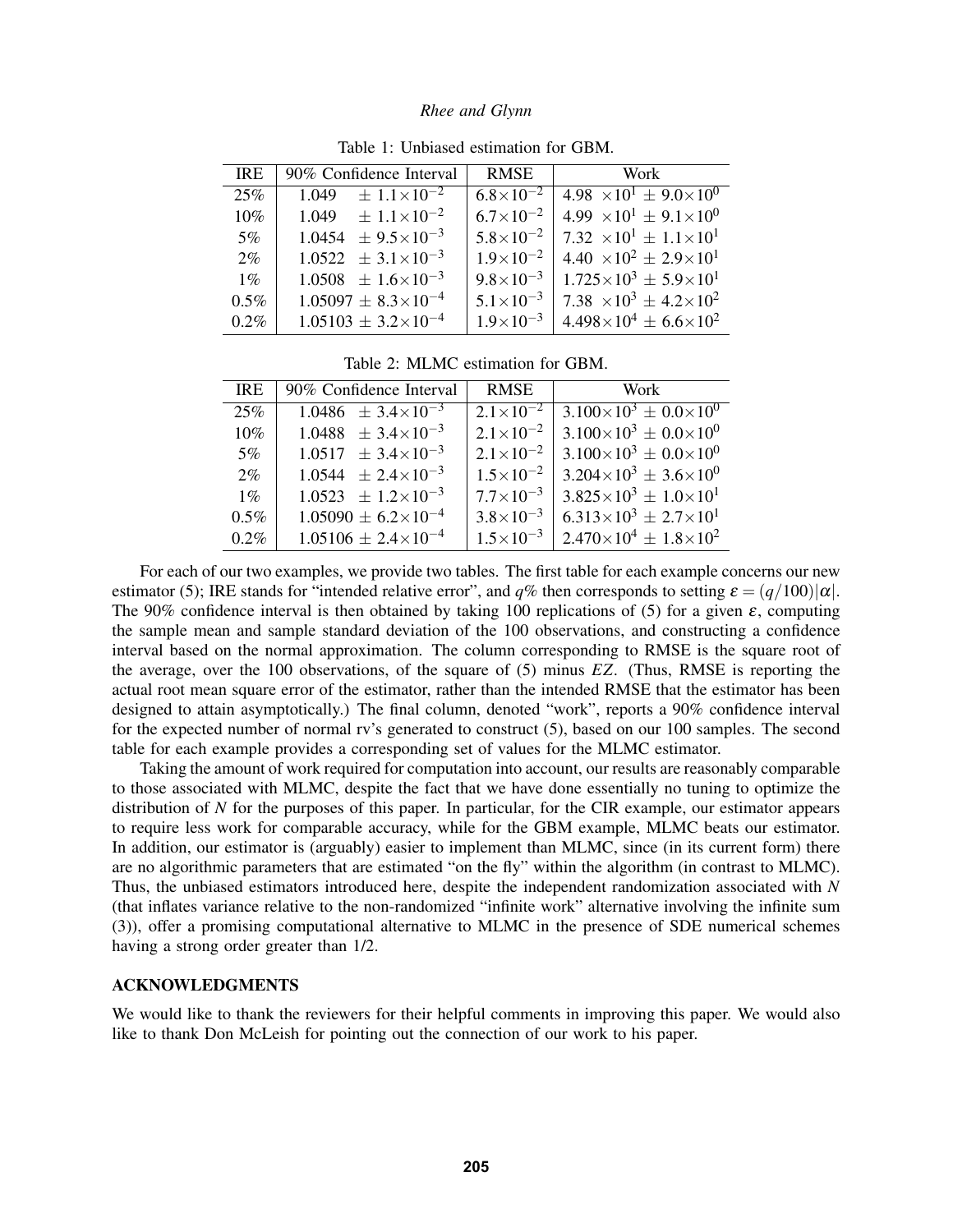Table 1: Unbiased estimation for GBM.

| IRE | 90% Confidence Interval | RMSE | Work |
|---|---|---|---|
| 25% | $1.049 \quad \pm 1.1\times10^{-2}$ | $6.8\times10^{-2}$ | $4.98 \times10^{1} \pm 9.0\times10^{0}$ |
| 10% | $1.049 \quad \pm 1.1\times10^{-2}$ | $6.7\times10^{-2}$ | $4.99 \times10^{1} \pm 9.1\times10^{0}$ |
| 5% | $1.0454 \pm 9.5\times10^{-3}$ | $5.8\times10^{-2}$ | $7.32 \times10^{1} \pm 1.1\times10^{1}$ |
| 2% | $1.0522 \pm 3.1\times10^{-3}$ | $1.9\times10^{-2}$ | $4.40 \times10^{2} \pm 2.9\times10^{1}$ |
| 1% | $1.0508 \pm 1.6\times10^{-3}$ | $9.8\times10^{-3}$ | $1.725\times10^{3} \pm 5.9\times10^{1}$ |
| 0.5% | $1.05097 \pm 8.3\times10^{-4}$ | $5.1\times10^{-3}$ | $7.38 \times10^{3} \pm 4.2\times10^{2}$ |
| 0.2% | $1.05103 \pm 3.2\times10^{-4}$ | $1.9\times10^{-3}$ | $4.498\times10^{4} \pm 6.6\times10^{2}$ |

Table 2: MLMC estimation for GBM.

| IRE | 90% Confidence Interval | RMSE | Work |
|---|---|---|---|
| 25% | $1.0486 \pm 3.4\times10^{-3}$ | $2.1\times10^{-2}$ | $3.100\times10^{3} \pm 0.0\times10^{0}$ |
| 10% | $1.0488 \pm 3.4\times10^{-3}$ | $2.1\times10^{-2}$ | $3.100\times10^{3} \pm 0.0\times10^{0}$ |
| 5% | $1.0517 \pm 3.4\times10^{-3}$ | $2.1\times10^{-2}$ | $3.100\times10^{3} \pm 0.0\times10^{0}$ |
| 2% | $1.0544 \pm 2.4\times10^{-3}$ | $1.5\times10^{-2}$ | $3.204\times10^{3} \pm 3.6\times10^{0}$ |
| 1% | $1.0523 \pm 1.2\times10^{-3}$ | $7.7\times10^{-3}$ | $3.825\times10^{3} \pm 1.0\times10^{1}$ |
| 0.5% | $1.05090 \pm 6.2\times10^{-4}$ | $3.8\times10^{-3}$ | $6.313\times10^{3} \pm 2.7\times10^{1}$ |
| 0.2% | $1.05106 \pm 2.4\times10^{-4}$ | $1.5\times10^{-3}$ | $2.470\times10^{4} \pm 1.8\times10^{2}$ |

For each of our two examples, we provide two tables. The first table for each example concerns our new estimator (5); IRE stands for "intended relative error", and $q$% then corresponds to setting $\varepsilon = (q/100)|\alpha|$. The 90% confidence interval is then obtained by taking 100 replications of (5) for a given $\varepsilon$, computing the sample mean and sample standard deviation of the 100 observations, and constructing a confidence interval based on the normal approximation. The column corresponding to RMSE is the square root of the average, over the 100 observations, of the square of (5) minus $EZ$. (Thus, RMSE is reporting the actual root mean square error of the estimator, rather than the intended RMSE that the estimator has been designed to attain asymptotically.) The final column, denoted "work", reports a 90% confidence interval for the expected number of normal rv's generated to construct (5), based on our 100 samples. The second table for each example provides a corresponding set of values for the MLMC estimator.

Taking the amount of work required for computation into account, our results are reasonably comparable to those associated with MLMC, despite the fact that we have done essentially no tuning to optimize the distribution of $N$ for the purposes of this paper. In particular, for the CIR example, our estimator appears to require less work for comparable accuracy, while for the GBM example, MLMC beats our estimator. In addition, our estimator is (arguably) easier to implement than MLMC, since (in its current form) there are no algorithmic parameters that are estimated "on the fly" within the algorithm (in contrast to MLMC). Thus, the unbiased estimators introduced here, despite the independent randomization associated with $N$ (that inflates variance relative to the non-randomized "infinite work" alternative involving the infinite sum (3)), offer a promising computational alternative to MLMC in the presence of SDE numerical schemes having a strong order greater than 1/2.

## ACKNOWLEDGMENTS

We would like to thank the reviewers for their helpful comments in improving this paper. We would also like to thank Don McLeish for pointing out the connection of our work to his paper.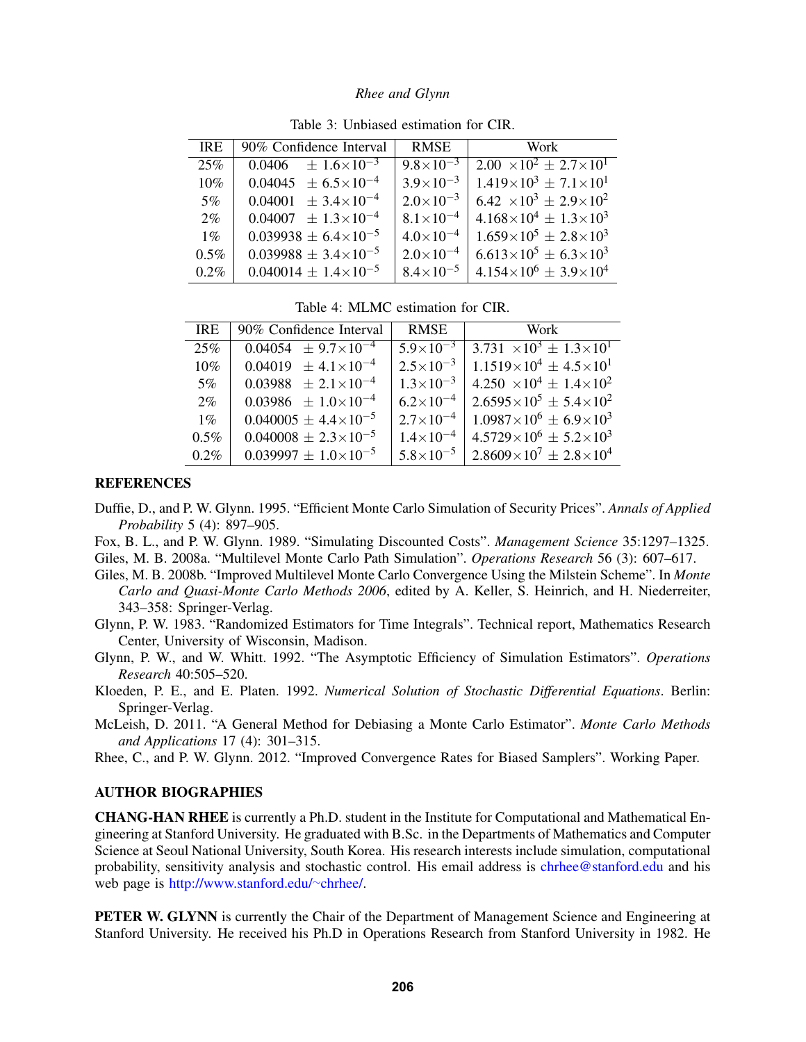Table 3: Unbiased estimation for CIR.

| IRE | 90% Confidence Interval | RMSE | Work |
|---|---|---|---|
| 25% | $0.0406 \quad \pm 1.6\times10^{-3}$ | $9.8\times10^{-3}$ | $2.00 \times10^{2} \pm 2.7\times10^{1}$ |
| 10% | $0.04045 \quad \pm 6.5\times10^{-4}$ | $3.9\times10^{-3}$ | $1.419\times10^{3} \pm 7.1\times10^{1}$ |
| 5% | $0.04001 \quad \pm 3.4\times10^{-4}$ | $2.0\times10^{-3}$ | $6.42 \times10^{3} \pm 2.9\times10^{2}$ |
| 2% | $0.04007 \quad \pm 1.3\times10^{-4}$ | $8.1\times10^{-4}$ | $4.168\times10^{4} \pm 1.3\times10^{3}$ |
| 1% | $0.039938 \pm 6.4\times10^{-5}$ | $4.0\times10^{-4}$ | $1.659\times10^{5} \pm 2.8\times10^{3}$ |
| 0.5% | $0.039988 \pm 3.4\times10^{-5}$ | $2.0\times10^{-4}$ | $6.613\times10^{5} \pm 6.3\times10^{3}$ |
| 0.2% | $0.040014 \pm 1.4\times10^{-5}$ | $8.4\times10^{-5}$ | $4.154\times10^{6} \pm 3.9\times10^{4}$ |

Table 4: MLMC estimation for CIR.

| IRE | 90% Confidence Interval | RMSE | Work |
|---|---|---|---|
| 25% | $0.04054 \quad \pm 9.7\times10^{-4}$ | $5.9\times10^{-3}$ | $3.731 \times10^{3} \pm 1.3\times10^{1}$ |
| 10% | $0.04019 \quad \pm 4.1\times10^{-4}$ | $2.5\times10^{-3}$ | $1.1519\times10^{4} \pm 4.5\times10^{1}$ |
| 5% | $0.03988 \quad \pm 2.1\times10^{-4}$ | $1.3\times10^{-3}$ | $4.250 \times10^{4} \pm 1.4\times10^{2}$ |
| 2% | $0.03986 \quad \pm 1.0\times10^{-4}$ | $6.2\times10^{-4}$ | $2.6595\times10^{5} \pm 5.4\times10^{2}$ |
| 1% | $0.040005 \pm 4.4\times10^{-5}$ | $2.7\times10^{-4}$ | $1.0987\times10^{6} \pm 6.9\times10^{3}$ |
| 0.5% | $0.040008 \pm 2.3\times10^{-5}$ | $1.4\times10^{-4}$ | $4.5729\times10^{6} \pm 5.2\times10^{3}$ |
| 0.2% | $0.039997 \pm 1.0\times10^{-5}$ | $5.8\times10^{-5}$ | $2.8609\times10^{7} \pm 2.8\times10^{4}$ |

## REFERENCES

Duffie, D., and P. W. Glynn. 1995. "Efficient Monte Carlo Simulation of Security Prices". *Annals of Applied Probability* 5 (4): 897–905.

Fox, B. L., and P. W. Glynn. 1989. "Simulating Discounted Costs". *Management Science* 35:1297–1325.

Giles, M. B. 2008a. "Multilevel Monte Carlo Path Simulation". *Operations Research* 56 (3): 607–617.

Giles, M. B. 2008b. "Improved Multilevel Monte Carlo Convergence Using the Milstein Scheme". In *Monte Carlo and Quasi-Monte Carlo Methods 2006*, edited by A. Keller, S. Heinrich, and H. Niederreiter, 343–358: Springer-Verlag.

Glynn, P. W. 1983. "Randomized Estimators for Time Integrals". Technical report, Mathematics Research Center, University of Wisconsin, Madison.

Glynn, P. W., and W. Whitt. 1992. "The Asymptotic Efficiency of Simulation Estimators". *Operations Research* 40:505–520.

Kloeden, P. E., and E. Platen. 1992. *Numerical Solution of Stochastic Differential Equations*. Berlin: Springer-Verlag.

McLeish, D. 2011. "A General Method for Debiasing a Monte Carlo Estimator". *Monte Carlo Methods and Applications* 17 (4): 301–315.

Rhee, C., and P. W. Glynn. 2012. "Improved Convergence Rates for Biased Samplers". Working Paper.

## AUTHOR BIOGRAPHIES

**CHANG-HAN RHEE** is currently a Ph.D. student in the Institute for Computational and Mathematical Engineering at Stanford University. He graduated with B.Sc. in the Departments of Mathematics and Computer Science at Seoul National University, South Korea. His research interests include simulation, computational probability, sensitivity analysis and stochastic control. His email address is chrhee@stanford.edu and his web page is http://www.stanford.edu/~chrhee/.

**PETER W. GLYNN** is currently the Chair of the Department of Management Science and Engineering at Stanford University. He received his Ph.D in Operations Research from Stanford University in 1982. He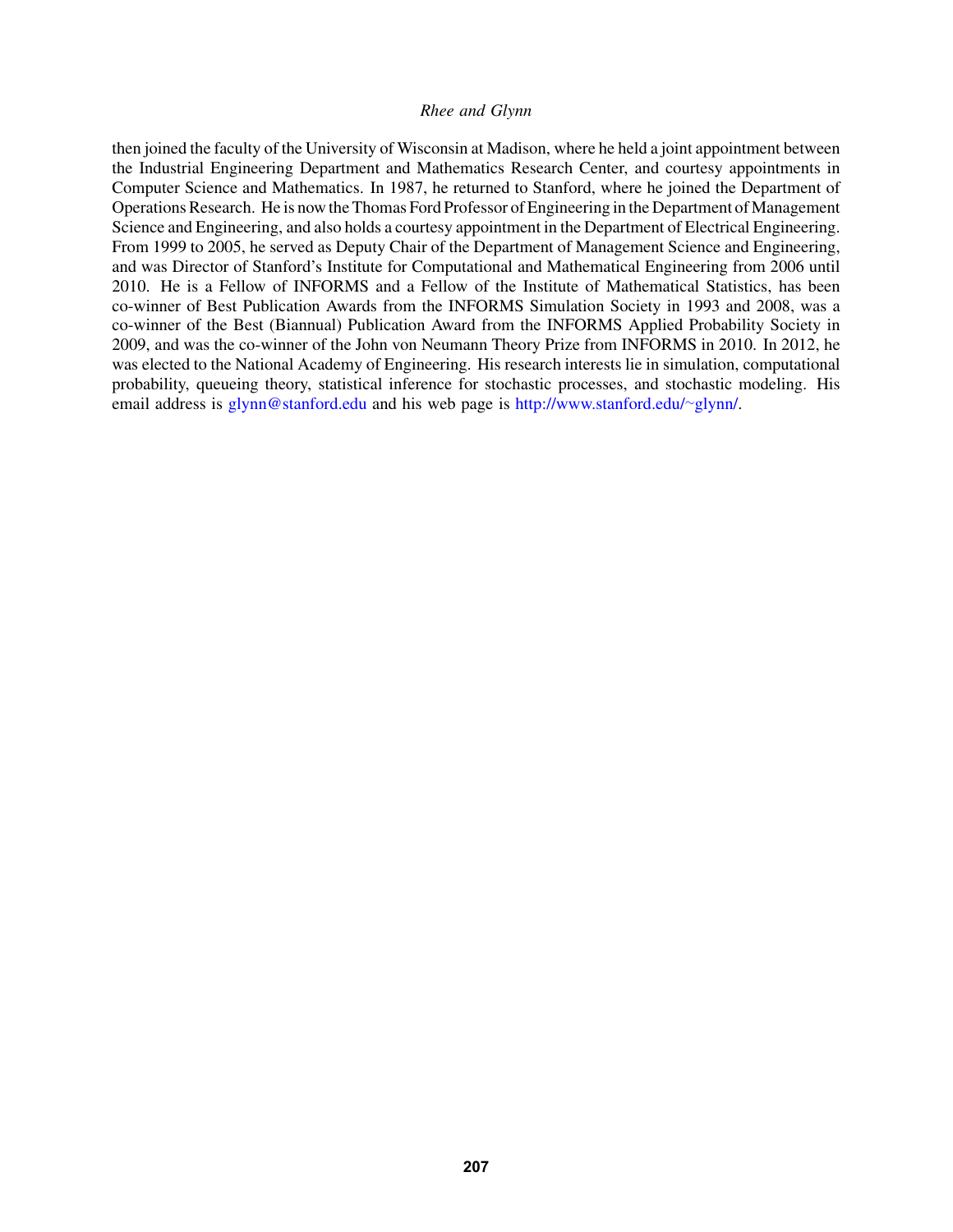then joined the faculty of the University of Wisconsin at Madison, where he held a joint appointment between the Industrial Engineering Department and Mathematics Research Center, and courtesy appointments in Computer Science and Mathematics. In 1987, he returned to Stanford, where he joined the Department of Operations Research. He is now the Thomas Ford Professor of Engineering in the Department of Management Science and Engineering, and also holds a courtesy appointment in the Department of Electrical Engineering. From 1999 to 2005, he served as Deputy Chair of the Department of Management Science and Engineering, and was Director of Stanford's Institute for Computational and Mathematical Engineering from 2006 until 2010. He is a Fellow of INFORMS and a Fellow of the Institute of Mathematical Statistics, has been co-winner of Best Publication Awards from the INFORMS Simulation Society in 1993 and 2008, was a co-winner of the Best (Biannual) Publication Award from the INFORMS Applied Probability Society in 2009, and was the co-winner of the John von Neumann Theory Prize from INFORMS in 2010. In 2012, he was elected to the National Academy of Engineering. His research interests lie in simulation, computational probability, queueing theory, statistical inference for stochastic processes, and stochastic modeling. His email address is glynn@stanford.edu and his web page is http://www.stanford.edu/~glynn/.